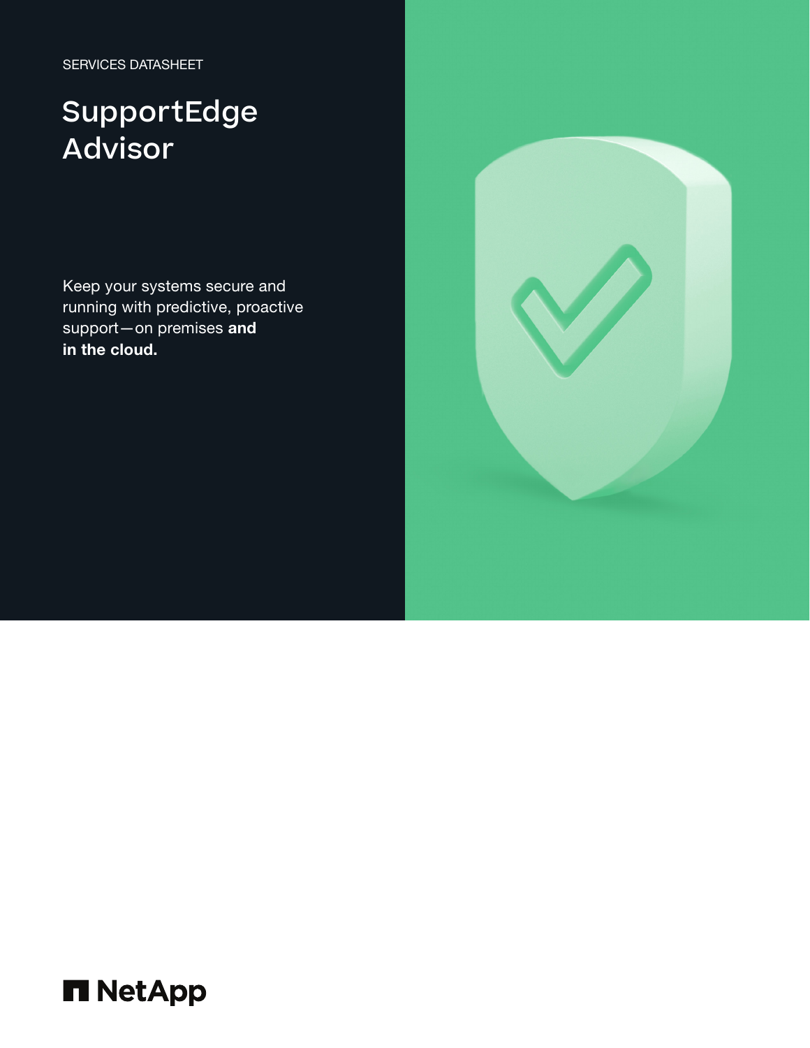SERVICES DATASHEET

# SupportEdge Advisor

Keep your systems secure and running with predictive, proactive support—on premises **and in the cloud.**

NetApp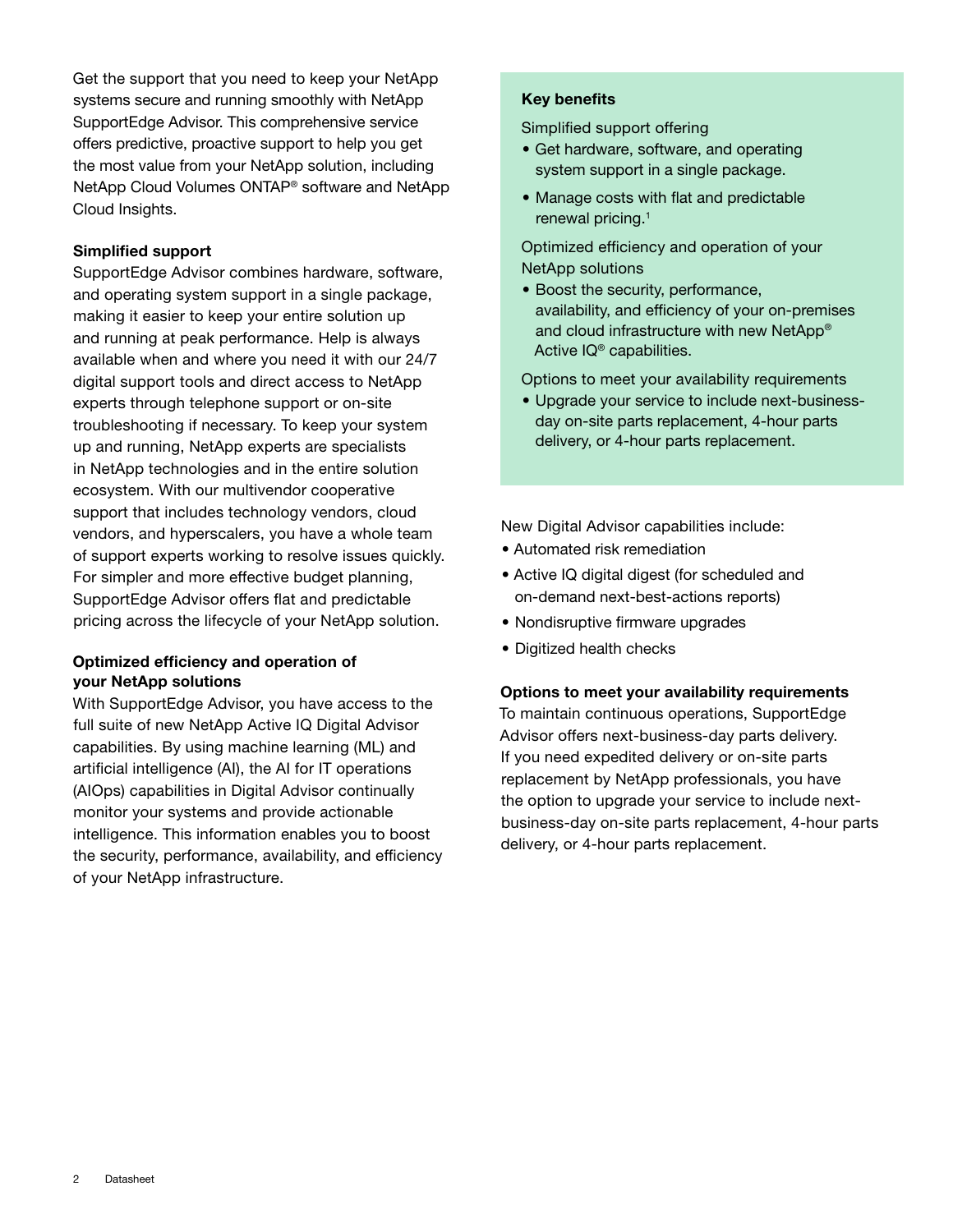Get the support that you need to keep your NetApp systems secure and running smoothly with NetApp SupportEdge Advisor. This comprehensive service offers predictive, proactive support to help you get the most value from your NetApp solution, including NetApp Cloud Volumes ONTAP® software and NetApp Cloud Insights.

### Simplified support

SupportEdge Advisor combines hardware, software, and operating system support in a single package, making it easier to keep your entire solution up and running at peak performance. Help is always available when and where you need it with our 24/7 digital support tools and direct access to NetApp experts through telephone support or on-site troubleshooting if necessary. To keep your system up and running, NetApp experts are specialists in NetApp technologies and in the entire solution ecosystem. With our multivendor cooperative support that includes technology vendors, cloud vendors, and hyperscalers, you have a whole team of support experts working to resolve issues quickly. For simpler and more effective budget planning, SupportEdge Advisor offers flat and predictable pricing across the lifecycle of your NetApp solution.

### Optimized efficiency and operation of your NetApp solutions

With SupportEdge Advisor, you have access to the full suite of new NetApp Active IQ Digital Advisor capabilities. By using machine learning (ML) and artificial intelligence (AI), the AI for IT operations (AIOps) capabilities in Digital Advisor continually monitor your systems and provide actionable intelligence. This information enables you to boost the security, performance, availability, and efficiency of your NetApp infrastructure.

### Key benefits

Simplified support offering

- Get hardware, software, and operating system support in a single package.
- Manage costs with flat and predictable renewal pricing.[1]

Optimized efficiency and operation of your NetApp solutions

- Boost the security, performance, availability, and efficiency of your on-premises and cloud infrastructure with new NetApp® Active IQ® capabilities.

Options to meet your availability requirements

- Upgrade your service to include next-business-day on-site parts replacement, 4-hour parts delivery, or 4-hour parts replacement.

New Digital Advisor capabilities include:

- Automated risk remediation
- Active IQ digital digest (for scheduled and on-demand next-best-actions reports)
- Nondisruptive firmware upgrades
- Digitized health checks

### Options to meet your availability requirements

To maintain continuous operations, SupportEdge Advisor offers next-business-day parts delivery. If you need expedited delivery or on-site parts replacement by NetApp professionals, you have the option to upgrade your service to include next-business-day on-site parts replacement, 4-hour parts delivery, or 4-hour parts replacement.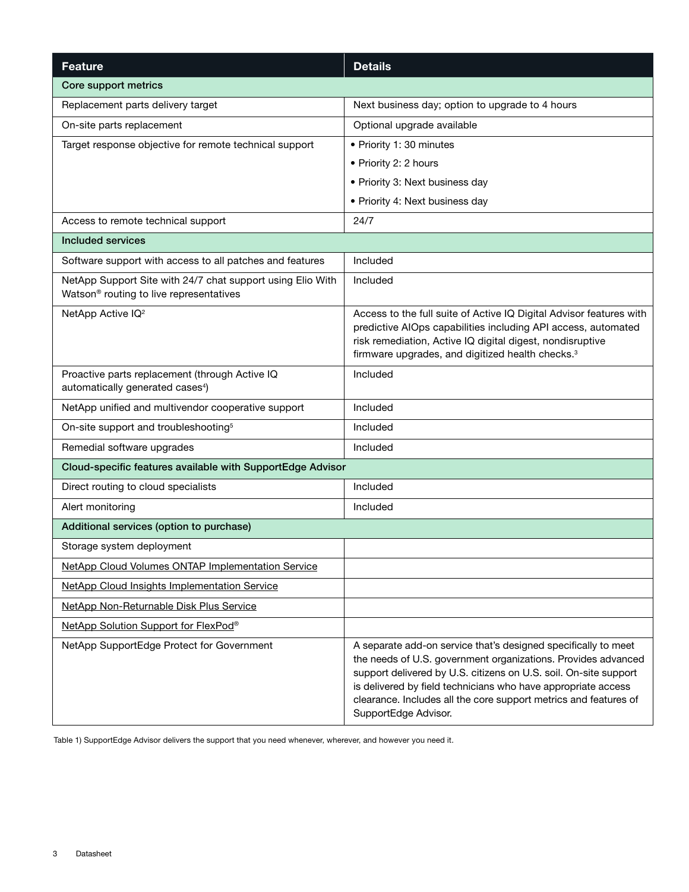| Feature | Details |
| --- | --- |
| **Core support metrics** | |
| Replacement parts delivery target | Next business day; option to upgrade to 4 hours |
| On-site parts replacement | Optional upgrade available |
| Target response objective for remote technical support | • Priority 1: 30 minutes<br>• Priority 2: 2 hours<br>• Priority 3: Next business day<br>• Priority 4: Next business day |
| Access to remote technical support | 24/7 |
| **Included services** | |
| Software support with access to all patches and features | Included |
| NetApp Support Site with 24/7 chat support using Elio With Watson® routing to live representatives | Included |
| NetApp Active IQ[2] | Access to the full suite of Active IQ Digital Advisor features with predictive AIOps capabilities including API access, automated risk remediation, Active IQ digital digest, nondisruptive firmware upgrades, and digitized health checks.[3] |
| Proactive parts replacement (through Active IQ automatically generated cases[4]) | Included |
| NetApp unified and multivendor cooperative support | Included |
| On-site support and troubleshooting[5] | Included |
| Remedial software upgrades | Included |
| **Cloud-specific features available with SupportEdge Advisor** | |
| Direct routing to cloud specialists | Included |
| Alert monitoring | Included |
| **Additional services (option to purchase)** | |
| Storage system deployment | |
| NetApp Cloud Volumes ONTAP Implementation Service | |
| NetApp Cloud Insights Implementation Service | |
| NetApp Non-Returnable Disk Plus Service | |
| NetApp Solution Support for FlexPod® | |
| NetApp SupportEdge Protect for Government | A separate add-on service that's designed specifically to meet the needs of U.S. government organizations. Provides advanced support delivered by U.S. citizens on U.S. soil. On-site support is delivered by field technicians who have appropriate access clearance. Includes all the core support metrics and features of SupportEdge Advisor. |

Table 1) SupportEdge Advisor delivers the support that you need whenever, wherever, and however you need it.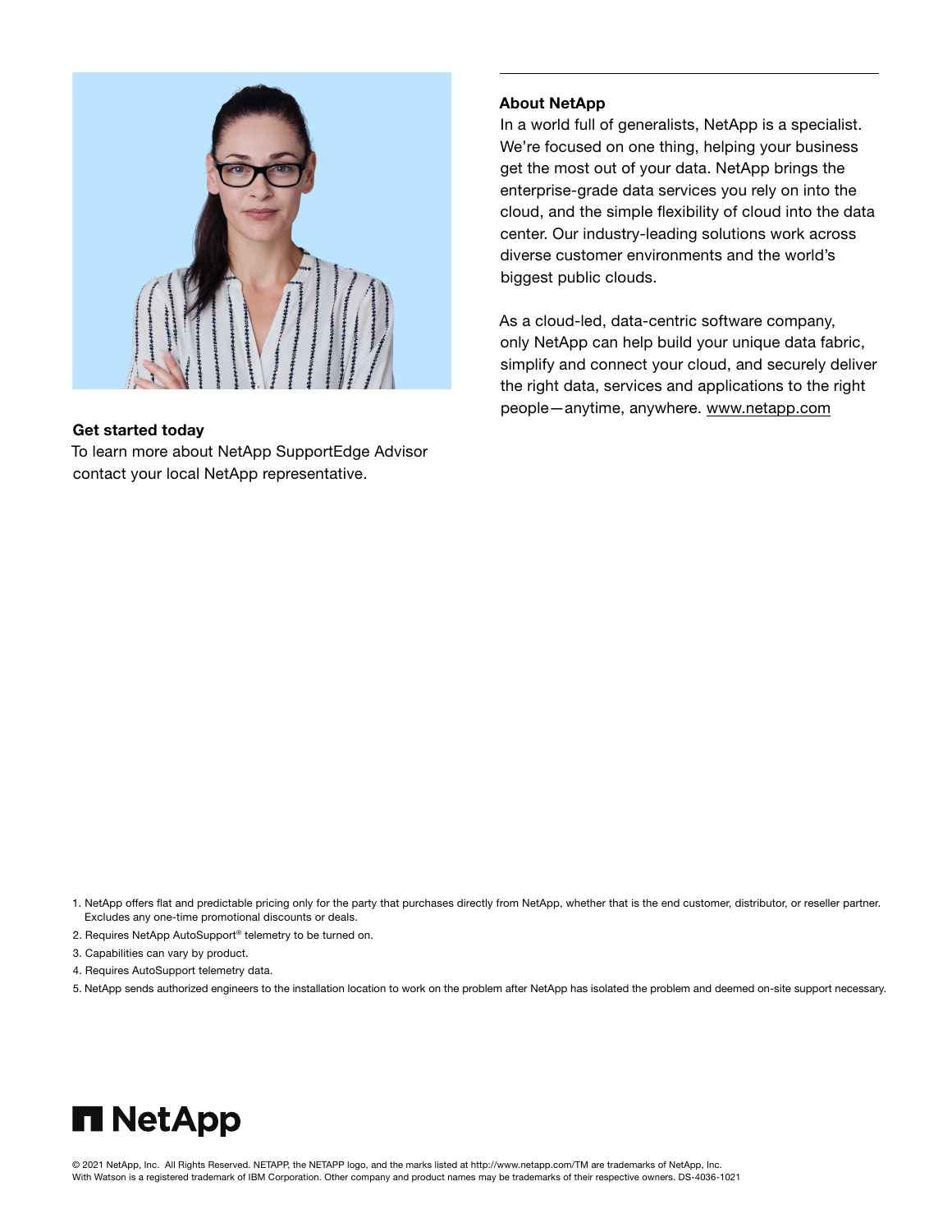**Get started today**

To learn more about NetApp SupportEdge Advisor contact your local NetApp representative.

**About NetApp**

In a world full of generalists, NetApp is a specialist. We're focused on one thing, helping your business get the most out of your data. NetApp brings the enterprise-grade data services you rely on into the cloud, and the simple flexibility of cloud into the data center. Our industry-leading solutions work across diverse customer environments and the world's biggest public clouds.

As a cloud-led, data-centric software company, only NetApp can help build your unique data fabric, simplify and connect your cloud, and securely deliver the right data, services and applications to the right people—anytime, anywhere. www.netapp.com

1. NetApp offers flat and predictable pricing only for the party that purchases directly from NetApp, whether that is the end customer, distributor, or reseller partner. Excludes any one-time promotional discounts or deals.
2. Requires NetApp AutoSupport® telemetry to be turned on.
3. Capabilities can vary by product.
4. Requires AutoSupport telemetry data.
5. NetApp sends authorized engineers to the installation location to work on the problem after NetApp has isolated the problem and deemed on-site support necessary.

NetApp

© 2021 NetApp, Inc. All Rights Reserved. NETAPP, the NETAPP logo, and the marks listed at http://www.netapp.com/TM are trademarks of NetApp, Inc. With Watson is a registered trademark of IBM Corporation. Other company and product names may be trademarks of their respective owners. DS-4036-1021